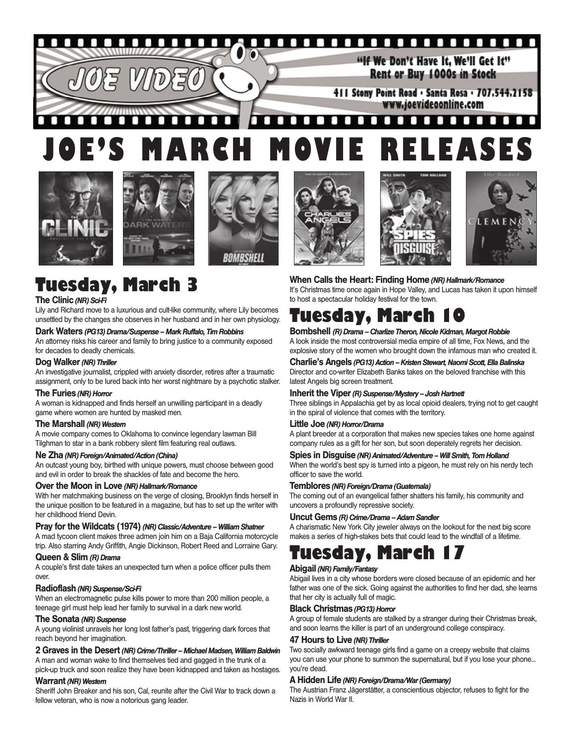# JOE VIDEO

"If We Don't Have It, We'll Get It"
Rent or Buy 1000s in Stock

411 Stony Point Road • Santa Rosa • 707.544.2158
www.joevideoonline.com

# JOE'S MARCH MOVIE RELEASES

## Tuesday, March 3

**The Clinic** ***(NR) Sci-Fi***
Lily and Richard move to a luxurious and cult-like community, where Lily becomes unsettled by the changes she observes in her husband and in her own physiology.

**Dark Waters** ***(PG13) Drama/Suspense – Mark Ruffalo, Tim Robbins***
An attorney risks his career and family to bring justice to a community exposed for decades to deadly chemicals.

**Dog Walker** ***(NR) Thriller***
An investigative journalist, crippled with anxiety disorder, retires after a traumatic assignment, only to be lured back into her worst nightmare by a psychotic stalker.

**The Furies** ***(NR) Horror***
A woman is kidnapped and finds herself an unwilling participant in a deadly game where women are hunted by masked men.

**The Marshall** ***(NR) Western***
A movie company comes to Oklahoma to convince legendary lawman Bill Tilghman to star in a bank robbery silent film featuring real outlaws.

**Ne Zha** ***(NR) Foreign/Animated/Action (China)***
An outcast young boy, birthed with unique powers, must choose between good and evil in order to break the shackles of fate and become the hero.

**Over the Moon in Love** ***(NR) Hallmark/Romance***
With her matchmaking business on the verge of closing, Brooklyn finds herself in the unique position to be featured in a magazine, but has to set up the writer with her childhood friend Devin.

**Pray for the Wildcats (1974)** ***(NR) Classic/Adventure – William Shatner***
A mad tycoon client makes three admen join him on a Baja California motorcycle trip. Also starring Andy Griffith, Angie Dickinson, Robert Reed and Lorraine Gary.

**Queen & Slim** ***(R) Drama***
A couple's first date takes an unexpected turn when a police officer pulls them over.

**Radioflash** ***(NR) Suspense/Sci-Fi***
When an electromagnetic pulse kills power to more than 200 million people, a teenage girl must help lead her family to survival in a dark new world.

**The Sonata** ***(NR) Suspense***
A young violinist unravels her long lost father's past, triggering dark forces that reach beyond her imagination.

**2 Graves in the Desert** ***(NR) Crime/Thriller – Michael Madsen, William Baldwin***
A man and woman wake to find themselves tied and gagged in the trunk of a pick-up truck and soon realize they have been kidnapped and taken as hostages.

**Warrant** ***(NR) Western***
Sheriff John Breaker and his son, Cal, reunite after the Civil War to track down a fellow veteran, who is now a notorious gang leader.

**When Calls the Heart: Finding Home** ***(NR) Hallmark/Romance***
It's Christmas time once again in Hope Valley, and Lucas has taken it upon himself to host a spectacular holiday festival for the town.

## Tuesday, March 10

**Bombshell** ***(R) Drama – Charlize Theron, Nicole Kidman, Margot Robbie***
A look inside the most controversial media empire of all time, Fox News, and the explosive story of the women who brought down the infamous man who created it.

**Charlie's Angels** ***(PG13) Action – Kristen Stewart, Naomi Scott, Ella Balinska***
Director and co-writer Elizabeth Banks takes on the beloved franchise with this latest Angels big screen treatment.

**Inherit the Viper** ***(R) Suspense/Mystery – Josh Hartnett***
Three siblings in Appalachia get by as local opioid dealers, trying not to get caught in the spiral of violence that comes with the territory.

**Little Joe** ***(NR) Horror/Drama***
A plant breeder at a corporation that makes new species takes one home against company rules as a gift for her son, but soon deperately regrets her decision.

**Spies in Disguise** ***(NR) Animated/Adventure – Will Smith, Tom Holland***
When the world's best spy is turned into a pigeon, he must rely on his nerdy tech officer to save the world.

**Temblores** ***(NR) Foreign/Drama (Guatemala)***
The coming out of an evangelical father shatters his family, his community and uncovers a profoundly repressive society.

**Uncut Gems** ***(R) Crime/Drama – Adam Sandler***
A charismatic New York City jeweler always on the lookout for the next big score makes a series of high-stakes bets that could lead to the windfall of a lifetime.

## Tuesday, March 17

**Abigail** ***(NR) Family/Fantasy***
Abigail lives in a city whose borders were closed because of an epidemic and her father was one of the sick. Going against the authorities to find her dad, she learns that her city is actually full of magic.

**Black Christmas** ***(PG13) Horror***
A group of female students are stalked by a stranger during their Christmas break, and soon learns the killer is part of an underground college conspiracy.

**47 Hours to Live** ***(NR) Thriller***
Two socially awkward teenage girls find a game on a creepy website that claims you can use your phone to summon the supernatural, but if you lose your phone... you're dead.

**A Hidden Life** ***(NR) Foreign/Drama/War (Germany)***
The Austrian Franz Jägerstätter, a conscientious objector, refuses to fight for the Nazis in World War II.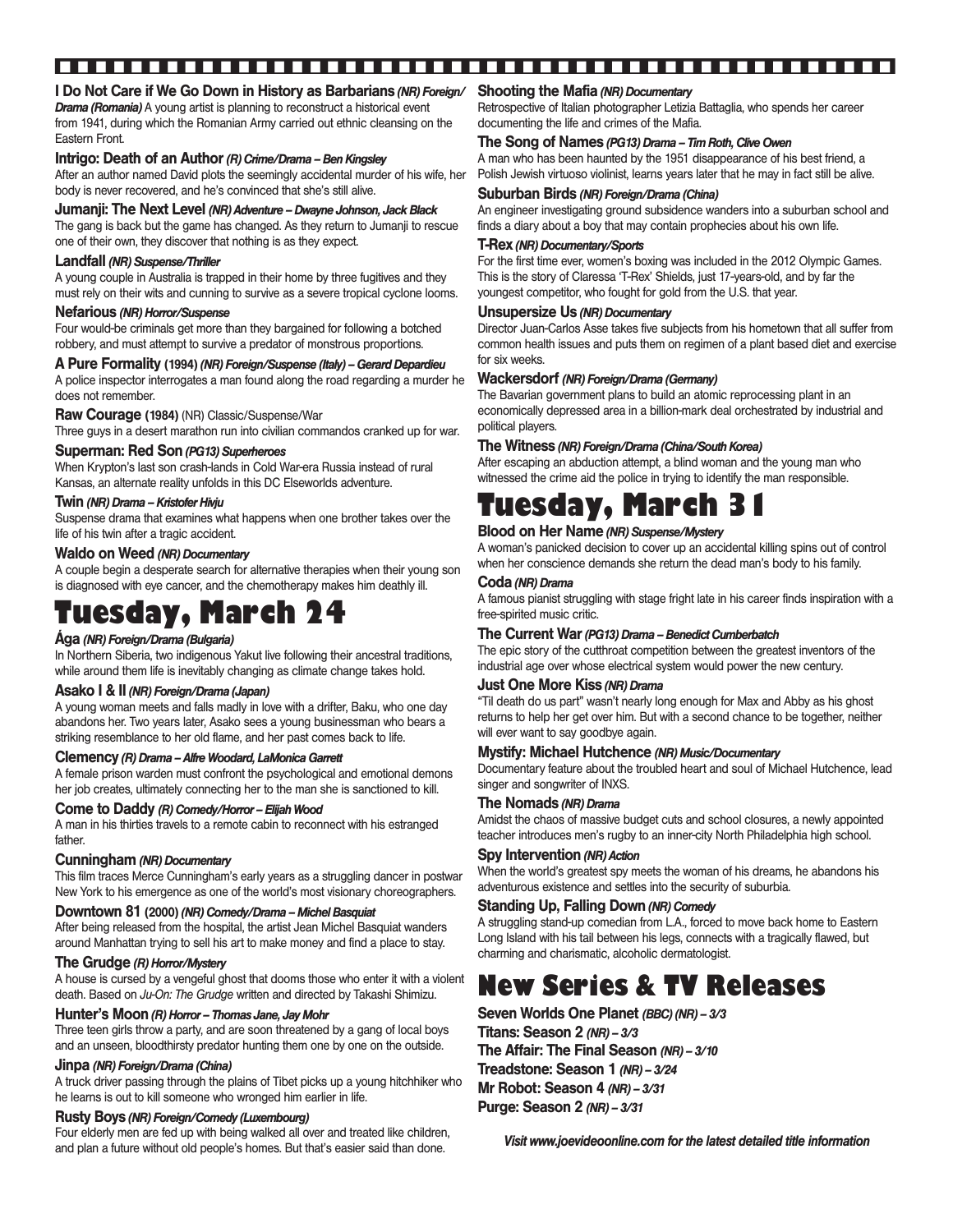**I Do Not Care if We Go Down in History as Barbarians** *(NR) Foreign/Drama (Romania)* A young artist is planning to reconstruct a historical event from 1941, during which the Romanian Army carried out ethnic cleansing on the Eastern Front.

**Intrigo: Death of an Author** *(R) Crime/Drama – Ben Kingsley*
After an author named David plots the seemingly accidental murder of his wife, her body is never recovered, and he's convinced that she's still alive.

**Jumanji: The Next Level** *(NR) Adventure – Dwayne Johnson, Jack Black*
The gang is back but the game has changed. As they return to Jumanji to rescue one of their own, they discover that nothing is as they expect.

**Landfall** *(NR) Suspense/Thriller*
A young couple in Australia is trapped in their home by three fugitives and they must rely on their wits and cunning to survive as a severe tropical cyclone looms.

**Nefarious** *(NR) Horror/Suspense*
Four would-be criminals get more than they bargained for following a botched robbery, and must attempt to survive a predator of monstrous proportions.

**A Pure Formality (1994)** *(NR) Foreign/Suspense (Italy) – Gerard Depardieu*
A police inspector interrogates a man found along the road regarding a murder he does not remember.

**Raw Courage (1984)** (NR) Classic/Suspense/War
Three guys in a desert marathon run into civilian commandos cranked up for war.

**Superman: Red Son** *(PG13) Superheroes*
When Krypton's last son crash-lands in Cold War-era Russia instead of rural Kansas, an alternate reality unfolds in this DC Elseworlds adventure.

**Twin** *(NR) Drama – Kristofer Hivju*
Suspense drama that examines what happens when one brother takes over the life of his twin after a tragic accident.

**Waldo on Weed** *(NR) Documentary*
A couple begin a desperate search for alternative therapies when their young son is diagnosed with eye cancer, and the chemotherapy makes him deathly ill.

# Tuesday, March 24

**Ága** *(NR) Foreign/Drama (Bulgaria)*
In Northern Siberia, two indigenous Yakut live following their ancestral traditions, while around them life is inevitably changing as climate change takes hold.

**Asako I & II** *(NR) Foreign/Drama (Japan)*
A young woman meets and falls madly in love with a drifter, Baku, who one day abandons her. Two years later, Asako sees a young businessman who bears a striking resemblance to her old flame, and her past comes back to life.

**Clemency** *(R) Drama – Alfre Woodard, LaMonica Garrett*
A female prison warden must confront the psychological and emotional demons her job creates, ultimately connecting her to the man she is sanctioned to kill.

**Come to Daddy** *(R) Comedy/Horror – Elijah Wood*
A man in his thirties travels to a remote cabin to reconnect with his estranged father.

**Cunningham** *(NR) Documentary*
This film traces Merce Cunningham's early years as a struggling dancer in postwar New York to his emergence as one of the world's most visionary choreographers.

**Downtown 81 (2000)** *(NR) Comedy/Drama – Michel Basquiat*
After being released from the hospital, the artist Jean Michel Basquiat wanders around Manhattan trying to sell his art to make money and find a place to stay.

**The Grudge** *(R) Horror/Mystery*
A house is cursed by a vengeful ghost that dooms those who enter it with a violent death. Based on *Ju-On: The Grudge* written and directed by Takashi Shimizu.

**Hunter's Moon** *(R) Horror – Thomas Jane, Jay Mohr*
Three teen girls throw a party, and are soon threatened by a gang of local boys and an unseen, bloodthirsty predator hunting them one by one on the outside.

**Jinpa** *(NR) Foreign/Drama (China)*
A truck driver passing through the plains of Tibet picks up a young hitchhiker who he learns is out to kill someone who wronged him earlier in life.

**Rusty Boys** *(NR) Foreign/Comedy (Luxembourg)*
Four elderly men are fed up with being walked all over and treated like children, and plan a future without old people's homes. But that's easier said than done.

**Shooting the Mafia** *(NR) Documentary*
Retrospective of Italian photographer Letizia Battaglia, who spends her career documenting the life and crimes of the Mafia.

**The Song of Names** *(PG13) Drama – Tim Roth, Clive Owen*
A man who has been haunted by the 1951 disappearance of his best friend, a Polish Jewish virtuoso violinist, learns years later that he may in fact still be alive.

**Suburban Birds** *(NR) Foreign/Drama (China)*
An engineer investigating ground subsidence wanders into a suburban school and finds a diary about a boy that may contain prophecies about his own life.

**T-Rex** *(NR) Documentary/Sports*
For the first time ever, women's boxing was included in the 2012 Olympic Games. This is the story of Claressa 'T-Rex' Shields, just 17-years-old, and by far the youngest competitor, who fought for gold from the U.S. that year.

**Unsupersize Us** *(NR) Documentary*
Director Juan-Carlos Asse takes five subjects from his hometown that all suffer from common health issues and puts them on regimen of a plant based diet and exercise for six weeks.

**Wackersdorf** *(NR) Foreign/Drama (Germany)*
The Bavarian government plans to build an atomic reprocessing plant in an economically depressed area in a billion-mark deal orchestrated by industrial and political players.

**The Witness** *(NR) Foreign/Drama (China/South Korea)*
After escaping an abduction attempt, a blind woman and the young man who witnessed the crime aid the police in trying to identify the man responsible.

# Tuesday, March 31

**Blood on Her Name** *(NR) Suspense/Mystery*
A woman's panicked decision to cover up an accidental killing spins out of control when her conscience demands she return the dead man's body to his family.

**Coda** *(NR) Drama*
A famous pianist struggling with stage fright late in his career finds inspiration with a free-spirited music critic.

**The Current War** *(PG13) Drama – Benedict Cumberbatch*
The epic story of the cutthroat competition between the greatest inventors of the industrial age over whose electrical system would power the new century.

**Just One More Kiss** *(NR) Drama*
"Til death do us part" wasn't nearly long enough for Max and Abby as his ghost returns to help her get over him. But with a second chance to be together, neither will ever want to say goodbye again.

**Mystify: Michael Hutchence** *(NR) Music/Documentary*
Documentary feature about the troubled heart and soul of Michael Hutchence, lead singer and songwriter of INXS.

**The Nomads** *(NR) Drama*
Amidst the chaos of massive budget cuts and school closures, a newly appointed teacher introduces men's rugby to an inner-city North Philadelphia high school.

**Spy Intervention** *(NR) Action*
When the world's greatest spy meets the woman of his dreams, he abandons his adventurous existence and settles into the security of suburbia.

**Standing Up, Falling Down** *(NR) Comedy*
A struggling stand-up comedian from L.A., forced to move back home to Eastern Long Island with his tail between his legs, connects with a tragically flawed, but charming and charismatic, alcoholic dermatologist.

# New Series & TV Releases

**Seven Worlds One Planet** *(BBC) (NR) – 3/3*
**Titans: Season 2** *(NR) – 3/3*
**The Affair: The Final Season** *(NR) – 3/10*
**Treadstone: Season 1** *(NR) – 3/24*
**Mr Robot: Season 4** *(NR) – 3/31*
**Purge: Season 2** *(NR) – 3/31*

***Visit www.joevideoonline.com for the latest detailed title information***